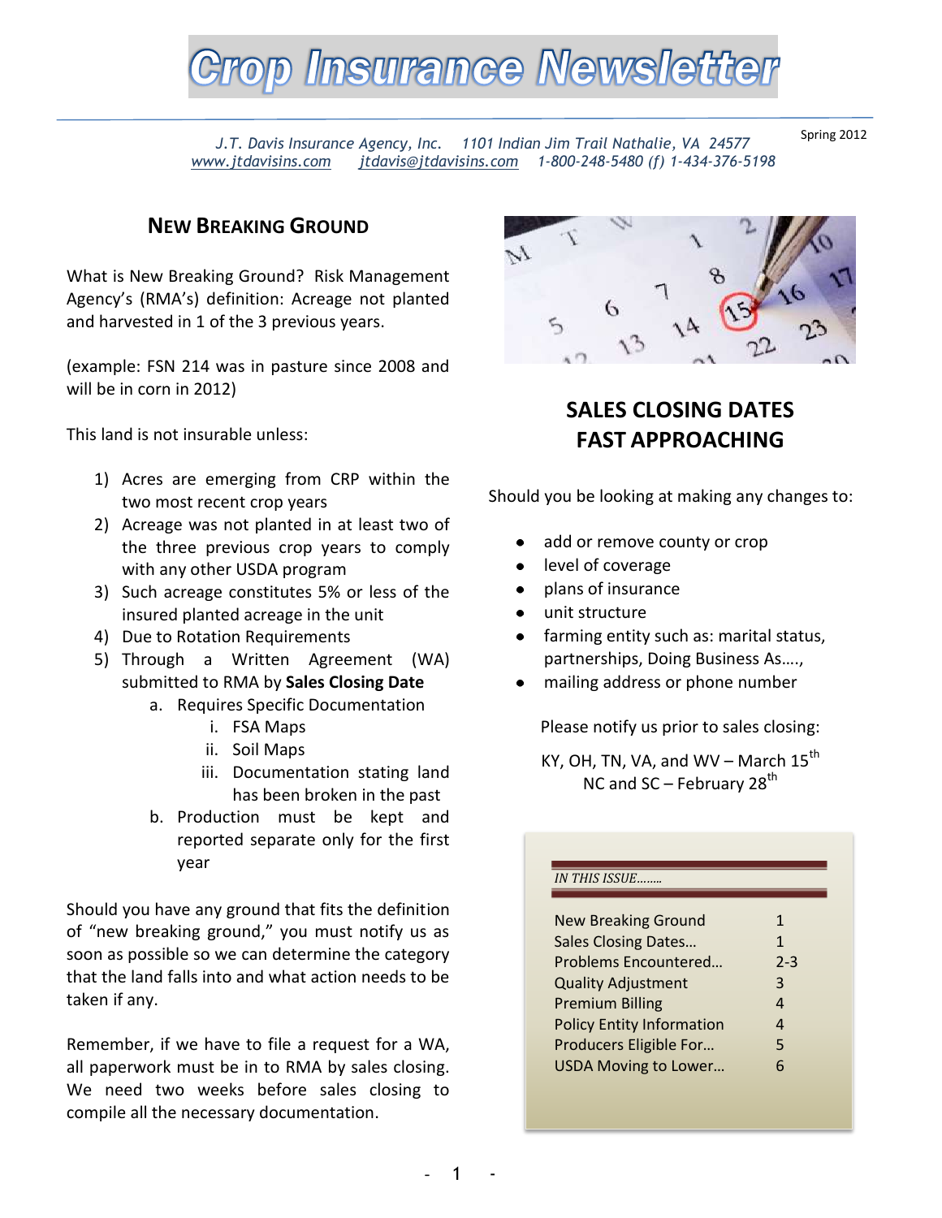# Crop Insurance Newsletter

*J.T. Davis Insurance Agency, Inc. 1101 Indian Jim Trail Nathalie, VA 24577*
*www.jtdavisins.com jtdavis@jtdavisins.com 1-800-248-5480 (f) 1-434-376-5198*

Spring 2012

## NEW BREAKING GROUND

What is New Breaking Ground? Risk Management Agency's (RMA's) definition: Acreage not planted and harvested in 1 of the 3 previous years.

(example: FSN 214 was in pasture since 2008 and will be in corn in 2012)

This land is not insurable unless:

1) Acres are emerging from CRP within the two most recent crop years
2) Acreage was not planted in at least two of the three previous crop years to comply with any other USDA program
3) Such acreage constitutes 5% or less of the insured planted acreage in the unit
4) Due to Rotation Requirements
5) Through a Written Agreement (WA) submitted to RMA by **Sales Closing Date**
   a. Requires Specific Documentation
      i. FSA Maps
      ii. Soil Maps
      iii. Documentation stating land has been broken in the past
   b. Production must be kept and reported separate only for the first year

Should you have any ground that fits the definition of "new breaking ground," you must notify us as soon as possible so we can determine the category that the land falls into and what action needs to be taken if any.

Remember, if we have to file a request for a WA, all paperwork must be in to RMA by sales closing. We need two weeks before sales closing to compile all the necessary documentation.

## SALES CLOSING DATES FAST APPROACHING

Should you be looking at making any changes to:

- add or remove county or crop
- level of coverage
- plans of insurance
- unit structure
- farming entity such as: marital status, partnerships, Doing Business As…,
- mailing address or phone number

Please notify us prior to sales closing:

KY, OH, TN, VA, and WV – March 15th
NC and SC – February 28th

*IN THIS ISSUE……..*

| | |
|---|---|
| New Breaking Ground | 1 |
| Sales Closing Dates… | 1 |
| Problems Encountered… | 2-3 |
| Quality Adjustment | 3 |
| Premium Billing | 4 |
| Policy Entity Information | 4 |
| Producers Eligible For… | 5 |
| USDA Moving to Lower… | 6 |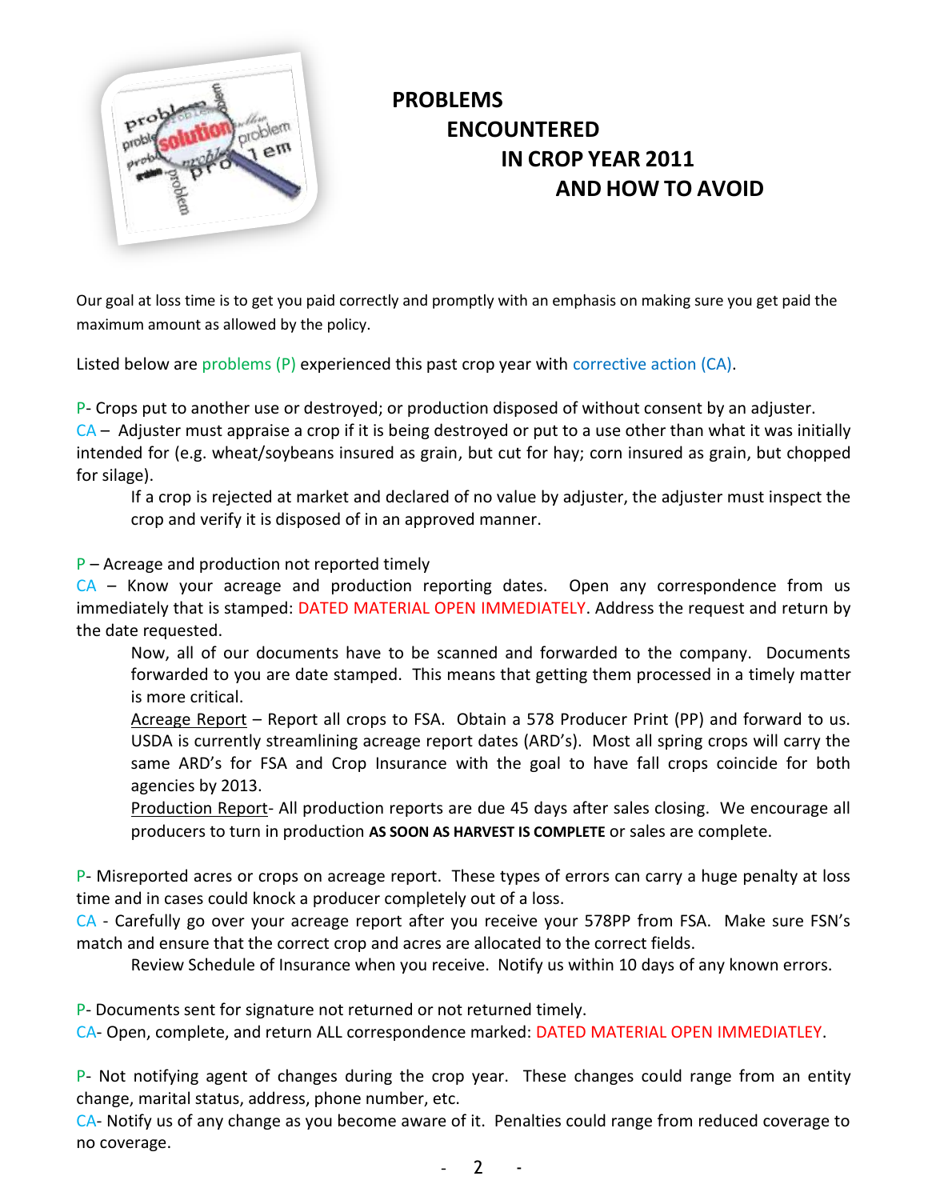# PROBLEMS ENCOUNTERED IN CROP YEAR 2011 AND HOW TO AVOID

Our goal at loss time is to get you paid correctly and promptly with an emphasis on making sure you get paid the maximum amount as allowed by the policy.

Listed below are problems (P) experienced this past crop year with corrective action (CA).

P- Crops put to another use or destroyed; or production disposed of without consent by an adjuster.
CA – Adjuster must appraise a crop if it is being destroyed or put to a use other than what it was initially intended for (e.g. wheat/soybeans insured as grain, but cut for hay; corn insured as grain, but chopped for silage).

If a crop is rejected at market and declared of no value by adjuster, the adjuster must inspect the crop and verify it is disposed of in an approved manner.

P – Acreage and production not reported timely
CA – Know your acreage and production reporting dates. Open any correspondence from us immediately that is stamped: DATED MATERIAL OPEN IMMEDIATELY. Address the request and return by the date requested.

Now, all of our documents have to be scanned and forwarded to the company. Documents forwarded to you are date stamped. This means that getting them processed in a timely matter is more critical.

Acreage Report – Report all crops to FSA. Obtain a 578 Producer Print (PP) and forward to us. USDA is currently streamlining acreage report dates (ARD's). Most all spring crops will carry the same ARD's for FSA and Crop Insurance with the goal to have fall crops coincide for both agencies by 2013.

Production Report- All production reports are due 45 days after sales closing. We encourage all producers to turn in production **AS SOON AS HARVEST IS COMPLETE** or sales are complete.

P- Misreported acres or crops on acreage report. These types of errors can carry a huge penalty at loss time and in cases could knock a producer completely out of a loss.
CA - Carefully go over your acreage report after you receive your 578PP from FSA. Make sure FSN's match and ensure that the correct crop and acres are allocated to the correct fields.

Review Schedule of Insurance when you receive. Notify us within 10 days of any known errors.

P- Documents sent for signature not returned or not returned timely.
CA- Open, complete, and return ALL correspondence marked: DATED MATERIAL OPEN IMMEDIATLEY.

P- Not notifying agent of changes during the crop year. These changes could range from an entity change, marital status, address, phone number, etc.
CA- Notify us of any change as you become aware of it. Penalties could range from reduced coverage to no coverage.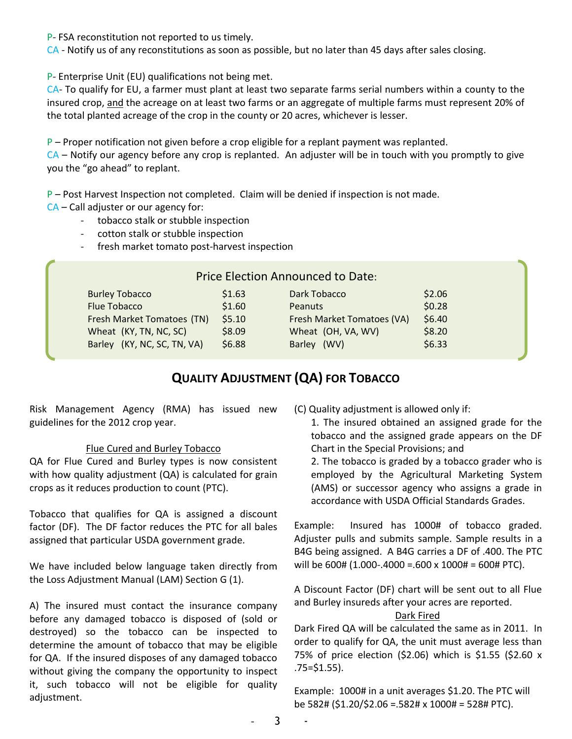P- FSA reconstitution not reported to us timely.
CA - Notify us of any reconstitutions as soon as possible, but no later than 45 days after sales closing.

P- Enterprise Unit (EU) qualifications not being met.
CA- To qualify for EU, a farmer must plant at least two separate farms serial numbers within a county to the insured crop, and the acreage on at least two farms or an aggregate of multiple farms must represent 20% of the total planted acreage of the crop in the county or 20 acres, whichever is lesser.

P – Proper notification not given before a crop eligible for a replant payment was replanted.
CA – Notify our agency before any crop is replanted. An adjuster will be in touch with you promptly to give you the "go ahead" to replant.

P – Post Harvest Inspection not completed. Claim will be denied if inspection is not made.
CA – Call adjuster or our agency for:

- tobacco stalk or stubble inspection
- cotton stalk or stubble inspection
- fresh market tomato post-harvest inspection

### Price Election Announced to Date:

| | | | |
|---|---|---|---|
| Burley Tobacco | \$1.63 | Dark Tobacco | \$2.06 |
| Flue Tobacco | \$1.60 | Peanuts | \$0.28 |
| Fresh Market Tomatoes (TN) | \$5.10 | Fresh Market Tomatoes (VA) | \$6.40 |
| Wheat (KY, TN, NC, SC) | \$8.09 | Wheat (OH, VA, WV) | \$8.20 |
| Barley (KY, NC, SC, TN, VA) | \$6.88 | Barley (WV) | \$6.33 |

## QUALITY ADJUSTMENT (QA) FOR TOBACCO

Risk Management Agency (RMA) has issued new guidelines for the 2012 crop year.

### Flue Cured and Burley Tobacco

QA for Flue Cured and Burley types is now consistent with how quality adjustment (QA) is calculated for grain crops as it reduces production to count (PTC).

Tobacco that qualifies for QA is assigned a discount factor (DF). The DF factor reduces the PTC for all bales assigned that particular USDA government grade.

We have included below language taken directly from the Loss Adjustment Manual (LAM) Section G (1).

A) The insured must contact the insurance company before any damaged tobacco is disposed of (sold or destroyed) so the tobacco can be inspected to determine the amount of tobacco that may be eligible for QA. If the insured disposes of any damaged tobacco without giving the company the opportunity to inspect it, such tobacco will not be eligible for quality adjustment.

(C) Quality adjustment is allowed only if:

1. The insured obtained an assigned grade for the tobacco and the assigned grade appears on the DF Chart in the Special Provisions; and
2. The tobacco is graded by a tobacco grader who is employed by the Agricultural Marketing System (AMS) or successor agency who assigns a grade in accordance with USDA Official Standards Grades.

Example: Insured has 1000# of tobacco graded. Adjuster pulls and submits sample. Sample results in a B4G being assigned. A B4G carries a DF of .400. The PTC will be 600# (1.000-.4000 =.600 x 1000# = 600# PTC).

A Discount Factor (DF) chart will be sent out to all Flue and Burley insureds after your acres are reported.

### Dark Fired

Dark Fired QA will be calculated the same as in 2011. In order to qualify for QA, the unit must average less than 75% of price election (\$2.06) which is \$1.55 (\$2.60 x .75=\$1.55).

Example: 1000# in a unit averages \$1.20. The PTC will be 582# (\$1.20/\$2.06 =.582# x 1000# = 528# PTC).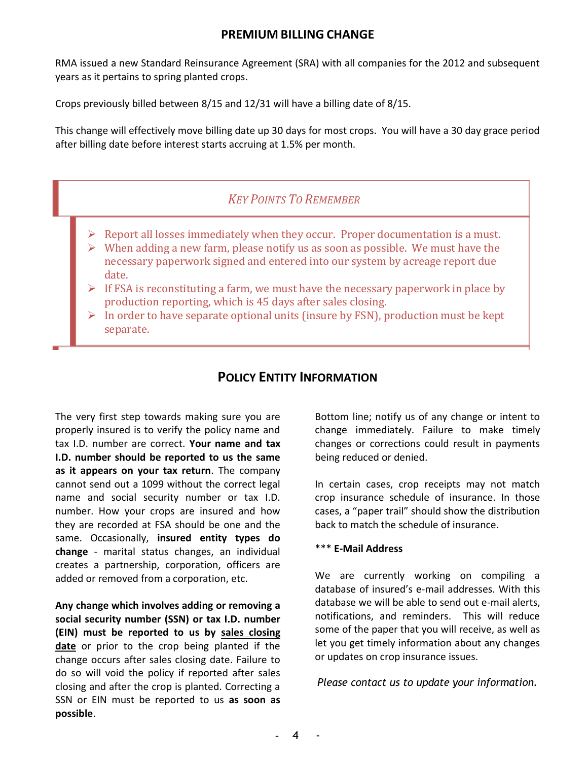## PREMIUM BILLING CHANGE

RMA issued a new Standard Reinsurance Agreement (SRA) with all companies for the 2012 and subsequent years as it pertains to spring planted crops.

Crops previously billed between 8/15 and 12/31 will have a billing date of 8/15.

This change will effectively move billing date up 30 days for most crops. You will have a 30 day grace period after billing date before interest starts accruing at 1.5% per month.

### *Key Points To Remember*

- Report all losses immediately when they occur. Proper documentation is a must.
- When adding a new farm, please notify us as soon as possible. We must have the necessary paperwork signed and entered into our system by acreage report due date.
- If FSA is reconstituting a farm, we must have the necessary paperwork in place by production reporting, which is 45 days after sales closing.
- In order to have separate optional units (insure by FSN), production must be kept separate.

## Policy Entity Information

The very first step towards making sure you are properly insured is to verify the policy name and tax I.D. number are correct. **Your name and tax I.D. number should be reported to us the same as it appears on your tax return**. The company cannot send out a 1099 without the correct legal name and social security number or tax I.D. number. How your crops are insured and how they are recorded at FSA should be one and the same. Occasionally, **insured entity types do change** - marital status changes, an individual creates a partnership, corporation, officers are added or removed from a corporation, etc.

**Any change which involves adding or removing a social security number (SSN) or tax I.D. number (EIN) must be reported to us by sales closing date** or prior to the crop being planted if the change occurs after sales closing date. Failure to do so will void the policy if reported after sales closing and after the crop is planted. Correcting a SSN or EIN must be reported to us **as soon as possible**.

Bottom line; notify us of any change or intent to change immediately. Failure to make timely changes or corrections could result in payments being reduced or denied.

In certain cases, crop receipts may not match crop insurance schedule of insurance. In those cases, a "paper trail" should show the distribution back to match the schedule of insurance.

*** **E-Mail Address**

We are currently working on compiling a database of insured's e-mail addresses. With this database we will be able to send out e-mail alerts, notifications, and reminders. This will reduce some of the paper that you will receive, as well as let you get timely information about any changes or updates on crop insurance issues.

*Please contact us to update your information.*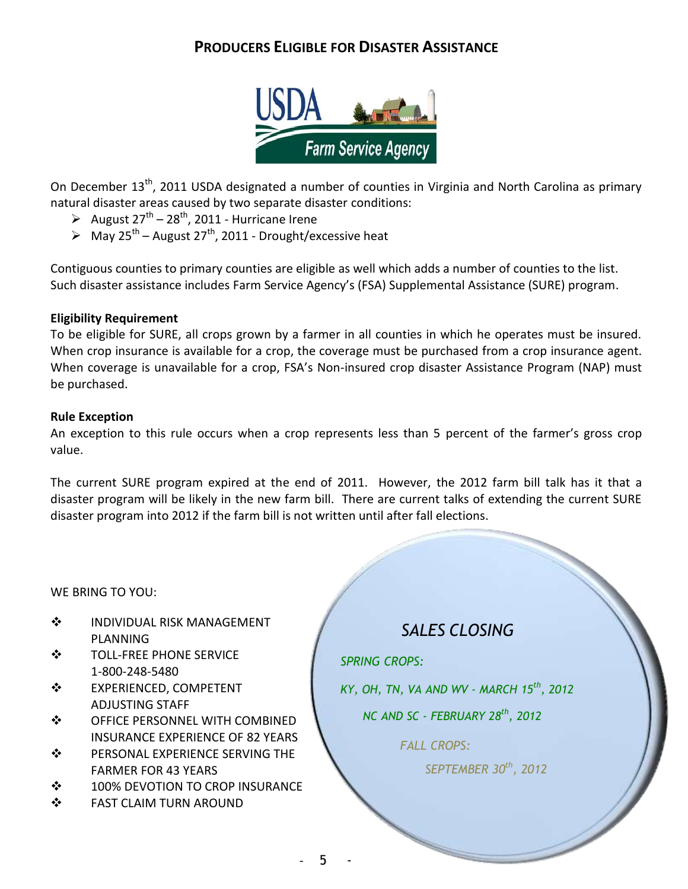## PRODUCERS ELIGIBLE FOR DISASTER ASSISTANCE

On December 13th, 2011 USDA designated a number of counties in Virginia and North Carolina as primary natural disaster areas caused by two separate disaster conditions:

- August 27th – 28th, 2011 - Hurricane Irene
- May 25th – August 27th, 2011 - Drought/excessive heat

Contiguous counties to primary counties are eligible as well which adds a number of counties to the list. Such disaster assistance includes Farm Service Agency's (FSA) Supplemental Assistance (SURE) program.

**Eligibility Requirement**

To be eligible for SURE, all crops grown by a farmer in all counties in which he operates must be insured. When crop insurance is available for a crop, the coverage must be purchased from a crop insurance agent. When coverage is unavailable for a crop, FSA's Non-insured crop disaster Assistance Program (NAP) must be purchased.

**Rule Exception**

An exception to this rule occurs when a crop represents less than 5 percent of the farmer's gross crop value.

The current SURE program expired at the end of 2011. However, the 2012 farm bill talk has it that a disaster program will be likely in the new farm bill. There are current talks of extending the current SURE disaster program into 2012 if the farm bill is not written until after fall elections.

WE BRING TO YOU:

- INDIVIDUAL RISK MANAGEMENT PLANNING
- TOLL-FREE PHONE SERVICE 1-800-248-5480
- EXPERIENCED, COMPETENT ADJUSTING STAFF
- OFFICE PERSONNEL WITH COMBINED INSURANCE EXPERIENCE OF 82 YEARS
- PERSONAL EXPERIENCE SERVING THE FARMER FOR 43 YEARS
- 100% DEVOTION TO CROP INSURANCE
- FAST CLAIM TURN AROUND

*SALES CLOSING*

*SPRING CROPS:*

*KY, OH, TN, VA AND WV - MARCH 15th, 2012*

*NC AND SC - FEBRUARY 28th, 2012*

*FALL CROPS:*

*SEPTEMBER 30th, 2012*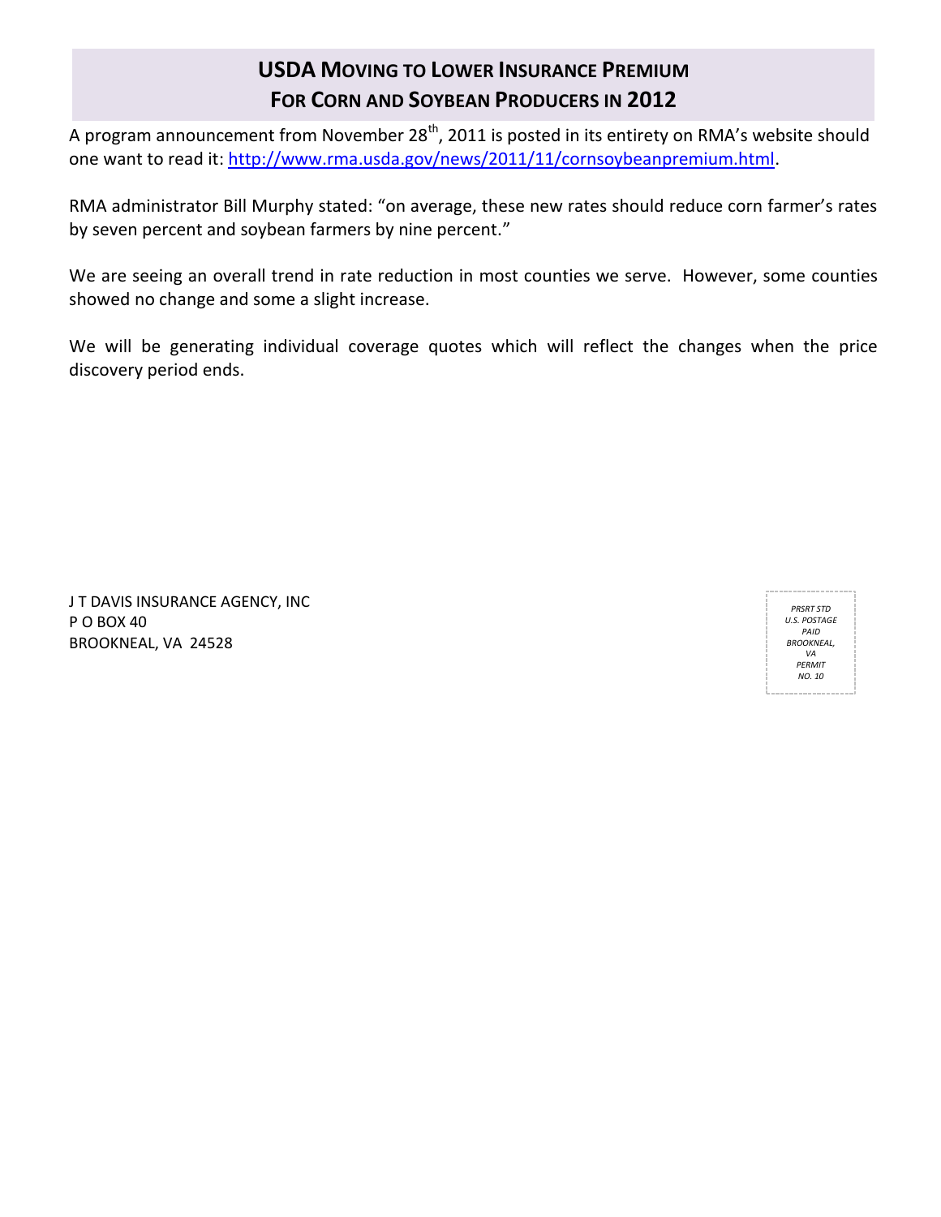## USDA MOVING TO LOWER INSURANCE PREMIUM FOR CORN AND SOYBEAN PRODUCERS IN 2012

A program announcement from November 28th, 2011 is posted in its entirety on RMA's website should one want to read it: [http://www.rma.usda.gov/news/2011/11/cornsoybeanpremium.html](http://www.rma.usda.gov/news/2011/11/cornsoybeanpremium.html).

RMA administrator Bill Murphy stated: "on average, these new rates should reduce corn farmer's rates by seven percent and soybean farmers by nine percent."

We are seeing an overall trend in rate reduction in most counties we serve. However, some counties showed no change and some a slight increase.

We will be generating individual coverage quotes which will reflect the changes when the price discovery period ends.

J T DAVIS INSURANCE AGENCY, INC
P O BOX 40
BROOKNEAL, VA 24528

*PRSRT STD*
*U.S. POSTAGE*
*PAID*
*BROOKNEAL, VA*
*PERMIT NO. 10*